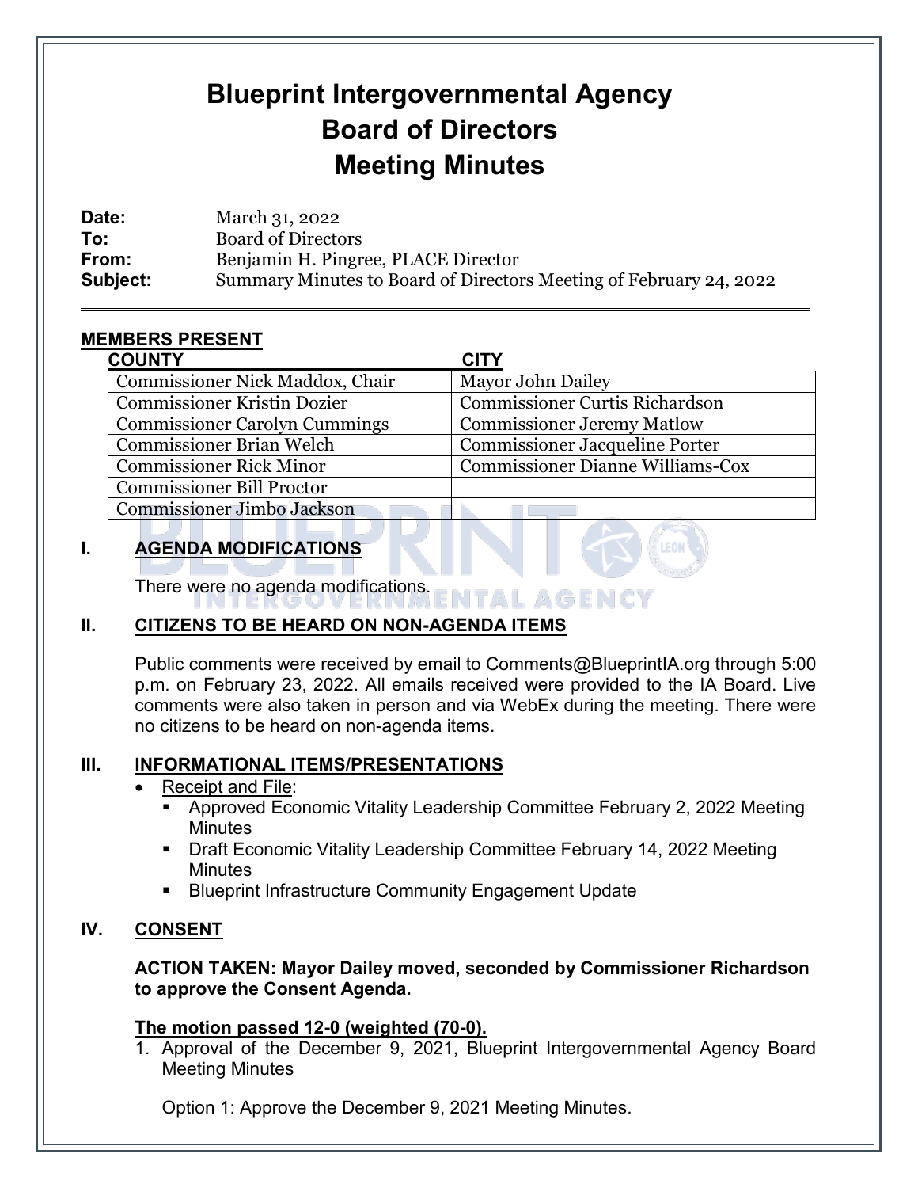# Blueprint Intergovernmental Agency Board of Directors Meeting Minutes

**Date:** March 31, 2022
**To:** Board of Directors
**From:** Benjamin H. Pingree, PLACE Director
**Subject:** Summary Minutes to Board of Directors Meeting of February 24, 2022

## MEMBERS PRESENT

| COUNTY | CITY |
|---|---|
| Commissioner Nick Maddox, Chair | Mayor John Dailey |
| Commissioner Kristin Dozier | Commissioner Curtis Richardson |
| Commissioner Carolyn Cummings | Commissioner Jeremy Matlow |
| Commissioner Brian Welch | Commissioner Jacqueline Porter |
| Commissioner Rick Minor | Commissioner Dianne Williams-Cox |
| Commissioner Bill Proctor | |
| Commissioner Jimbo Jackson | |

## I. AGENDA MODIFICATIONS

There were no agenda modifications.

## II. CITIZENS TO BE HEARD ON NON-AGENDA ITEMS

Public comments were received by email to Comments@BlueprintIA.org through 5:00 p.m. on February 23, 2022. All emails received were provided to the IA Board. Live comments were also taken in person and via WebEx during the meeting. There were no citizens to be heard on non-agenda items.

## III. INFORMATIONAL ITEMS/PRESENTATIONS

- Receipt and File:
  - Approved Economic Vitality Leadership Committee February 2, 2022 Meeting Minutes
  - Draft Economic Vitality Leadership Committee February 14, 2022 Meeting Minutes
  - Blueprint Infrastructure Community Engagement Update

## IV. CONSENT

**ACTION TAKEN: Mayor Dailey moved, seconded by Commissioner Richardson to approve the Consent Agenda.**

**The motion passed 12-0 (weighted (70-0).**

1. Approval of the December 9, 2021, Blueprint Intergovernmental Agency Board Meeting Minutes

   Option 1: Approve the December 9, 2021 Meeting Minutes.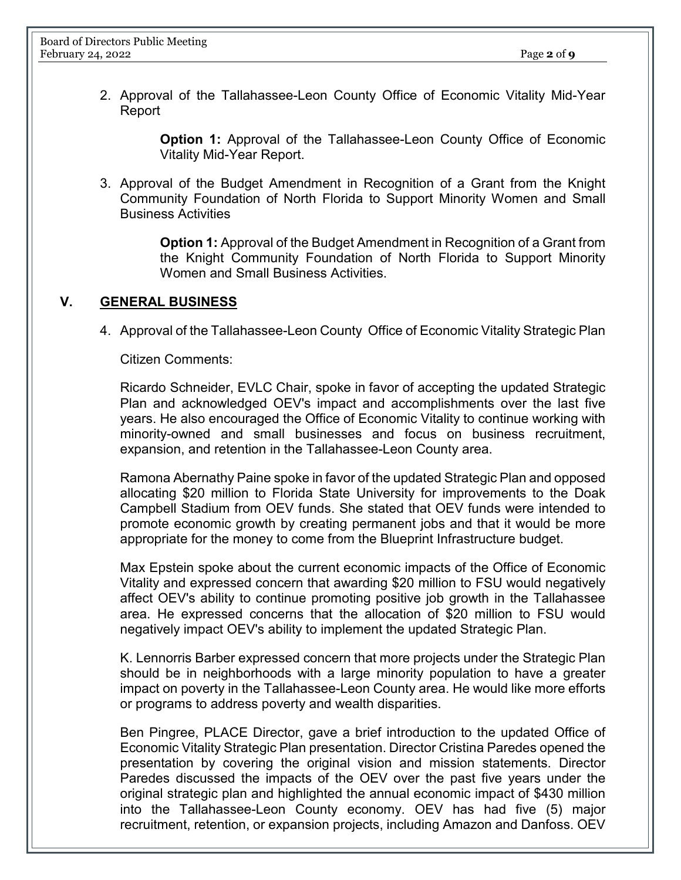2. Approval of the Tallahassee-Leon County Office of Economic Vitality Mid-Year Report

   **Option 1:** Approval of the Tallahassee-Leon County Office of Economic Vitality Mid-Year Report.

3. Approval of the Budget Amendment in Recognition of a Grant from the Knight Community Foundation of North Florida to Support Minority Women and Small Business Activities

   **Option 1:** Approval of the Budget Amendment in Recognition of a Grant from the Knight Community Foundation of North Florida to Support Minority Women and Small Business Activities.

## V. GENERAL BUSINESS

4. Approval of the Tallahassee-Leon County Office of Economic Vitality Strategic Plan

   Citizen Comments:

   Ricardo Schneider, EVLC Chair, spoke in favor of accepting the updated Strategic Plan and acknowledged OEV's impact and accomplishments over the last five years. He also encouraged the Office of Economic Vitality to continue working with minority-owned and small businesses and focus on business recruitment, expansion, and retention in the Tallahassee-Leon County area.

   Ramona Abernathy Paine spoke in favor of the updated Strategic Plan and opposed allocating $20 million to Florida State University for improvements to the Doak Campbell Stadium from OEV funds. She stated that OEV funds were intended to promote economic growth by creating permanent jobs and that it would be more appropriate for the money to come from the Blueprint Infrastructure budget.

   Max Epstein spoke about the current economic impacts of the Office of Economic Vitality and expressed concern that awarding $20 million to FSU would negatively affect OEV's ability to continue promoting positive job growth in the Tallahassee area. He expressed concerns that the allocation of $20 million to FSU would negatively impact OEV's ability to implement the updated Strategic Plan.

   K. Lennorris Barber expressed concern that more projects under the Strategic Plan should be in neighborhoods with a large minority population to have a greater impact on poverty in the Tallahassee-Leon County area. He would like more efforts or programs to address poverty and wealth disparities.

   Ben Pingree, PLACE Director, gave a brief introduction to the updated Office of Economic Vitality Strategic Plan presentation. Director Cristina Paredes opened the presentation by covering the original vision and mission statements. Director Paredes discussed the impacts of the OEV over the past five years under the original strategic plan and highlighted the annual economic impact of $430 million into the Tallahassee-Leon County economy. OEV has had five (5) major recruitment, retention, or expansion projects, including Amazon and Danfoss. OEV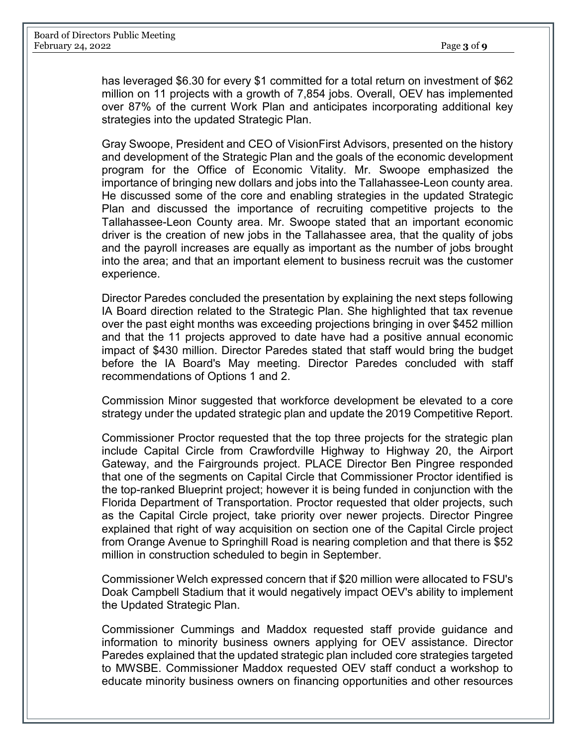has leveraged $6.30 for every $1 committed for a total return on investment of $62 million on 11 projects with a growth of 7,854 jobs. Overall, OEV has implemented over 87% of the current Work Plan and anticipates incorporating additional key strategies into the updated Strategic Plan.

Gray Swoope, President and CEO of VisionFirst Advisors, presented on the history and development of the Strategic Plan and the goals of the economic development program for the Office of Economic Vitality. Mr. Swoope emphasized the importance of bringing new dollars and jobs into the Tallahassee-Leon county area. He discussed some of the core and enabling strategies in the updated Strategic Plan and discussed the importance of recruiting competitive projects to the Tallahassee-Leon County area. Mr. Swoope stated that an important economic driver is the creation of new jobs in the Tallahassee area, that the quality of jobs and the payroll increases are equally as important as the number of jobs brought into the area; and that an important element to business recruit was the customer experience.

Director Paredes concluded the presentation by explaining the next steps following IA Board direction related to the Strategic Plan. She highlighted that tax revenue over the past eight months was exceeding projections bringing in over $452 million and that the 11 projects approved to date have had a positive annual economic impact of $430 million. Director Paredes stated that staff would bring the budget before the IA Board's May meeting. Director Paredes concluded with staff recommendations of Options 1 and 2.

Commission Minor suggested that workforce development be elevated to a core strategy under the updated strategic plan and update the 2019 Competitive Report.

Commissioner Proctor requested that the top three projects for the strategic plan include Capital Circle from Crawfordville Highway to Highway 20, the Airport Gateway, and the Fairgrounds project. PLACE Director Ben Pingree responded that one of the segments on Capital Circle that Commissioner Proctor identified is the top-ranked Blueprint project; however it is being funded in conjunction with the Florida Department of Transportation. Proctor requested that older projects, such as the Capital Circle project, take priority over newer projects. Director Pingree explained that right of way acquisition on section one of the Capital Circle project from Orange Avenue to Springhill Road is nearing completion and that there is $52 million in construction scheduled to begin in September.

Commissioner Welch expressed concern that if $20 million were allocated to FSU's Doak Campbell Stadium that it would negatively impact OEV's ability to implement the Updated Strategic Plan.

Commissioner Cummings and Maddox requested staff provide guidance and information to minority business owners applying for OEV assistance. Director Paredes explained that the updated strategic plan included core strategies targeted to MWSBE. Commissioner Maddox requested OEV staff conduct a workshop to educate minority business owners on financing opportunities and other resources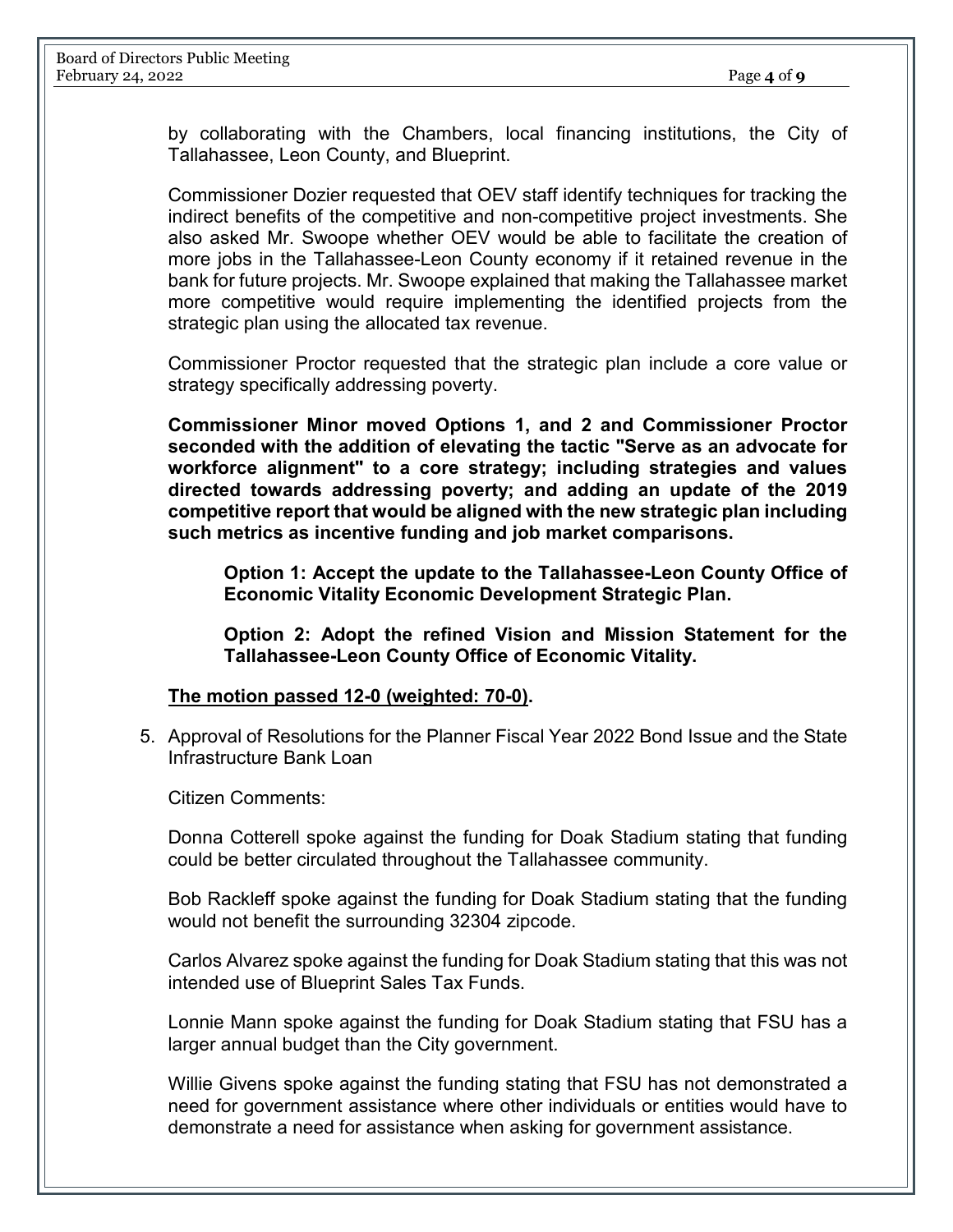by collaborating with the Chambers, local financing institutions, the City of Tallahassee, Leon County, and Blueprint.

Commissioner Dozier requested that OEV staff identify techniques for tracking the indirect benefits of the competitive and non-competitive project investments. She also asked Mr. Swoope whether OEV would be able to facilitate the creation of more jobs in the Tallahassee-Leon County economy if it retained revenue in the bank for future projects. Mr. Swoope explained that making the Tallahassee market more competitive would require implementing the identified projects from the strategic plan using the allocated tax revenue.

Commissioner Proctor requested that the strategic plan include a core value or strategy specifically addressing poverty.

**Commissioner Minor moved Options 1, and 2 and Commissioner Proctor seconded with the addition of elevating the tactic "Serve as an advocate for workforce alignment" to a core strategy; including strategies and values directed towards addressing poverty; and adding an update of the 2019 competitive report that would be aligned with the new strategic plan including such metrics as incentive funding and job market comparisons.**

> **Option 1: Accept the update to the Tallahassee-Leon County Office of Economic Vitality Economic Development Strategic Plan.**
>
> **Option 2: Adopt the refined Vision and Mission Statement for the Tallahassee-Leon County Office of Economic Vitality.**

**<u>The motion passed 12-0 (weighted: 70-0)</u>.**

5. Approval of Resolutions for the Planner Fiscal Year 2022 Bond Issue and the State Infrastructure Bank Loan

   Citizen Comments:

   Donna Cotterell spoke against the funding for Doak Stadium stating that funding could be better circulated throughout the Tallahassee community.

   Bob Rackleff spoke against the funding for Doak Stadium stating that the funding would not benefit the surrounding 32304 zipcode.

   Carlos Alvarez spoke against the funding for Doak Stadium stating that this was not intended use of Blueprint Sales Tax Funds.

   Lonnie Mann spoke against the funding for Doak Stadium stating that FSU has a larger annual budget than the City government.

   Willie Givens spoke against the funding stating that FSU has not demonstrated a need for government assistance where other individuals or entities would have to demonstrate a need for assistance when asking for government assistance.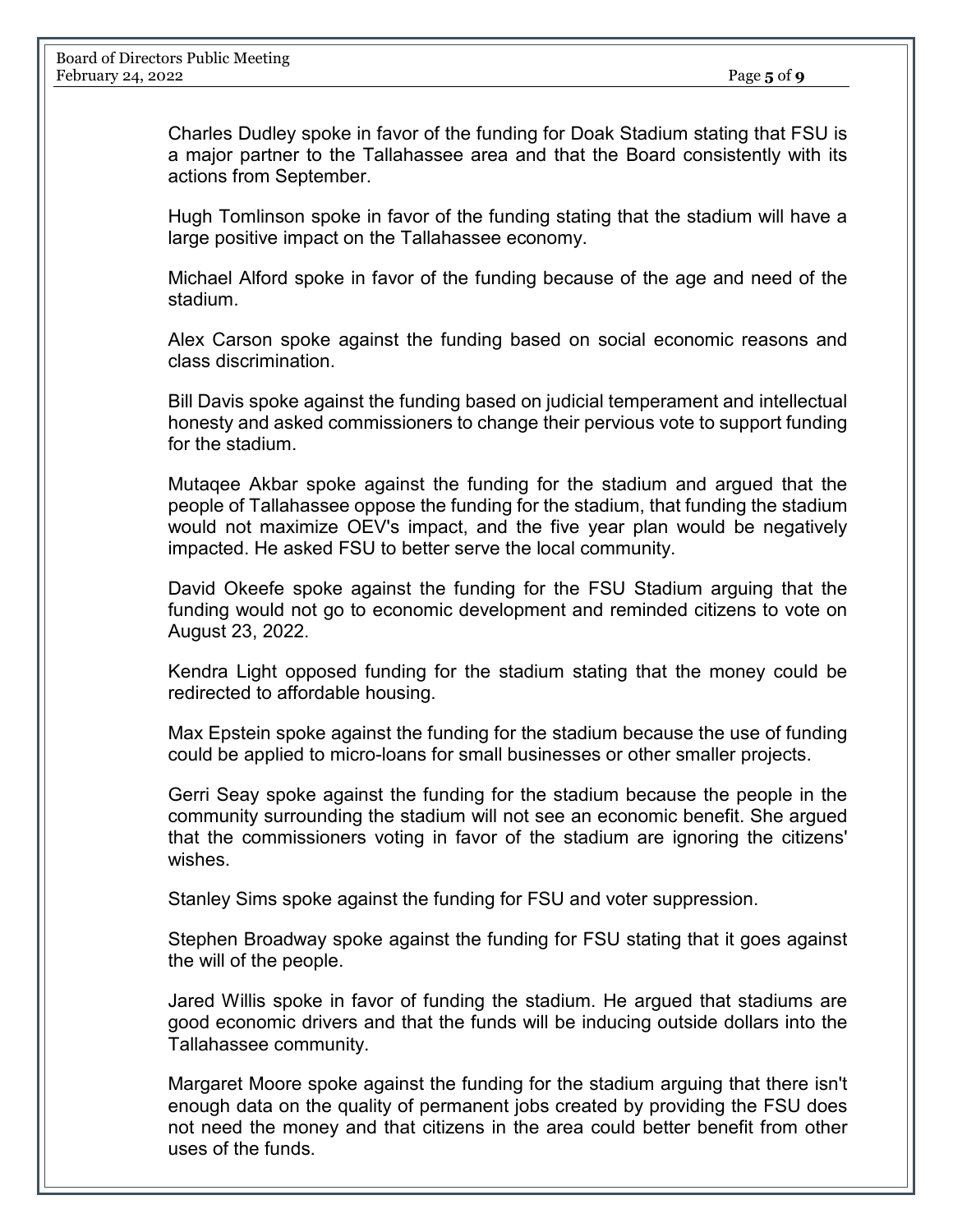Charles Dudley spoke in favor of the funding for Doak Stadium stating that FSU is a major partner to the Tallahassee area and that the Board consistently with its actions from September.

Hugh Tomlinson spoke in favor of the funding stating that the stadium will have a large positive impact on the Tallahassee economy.

Michael Alford spoke in favor of the funding because of the age and need of the stadium.

Alex Carson spoke against the funding based on social economic reasons and class discrimination.

Bill Davis spoke against the funding based on judicial temperament and intellectual honesty and asked commissioners to change their pervious vote to support funding for the stadium.

Mutaqee Akbar spoke against the funding for the stadium and argued that the people of Tallahassee oppose the funding for the stadium, that funding the stadium would not maximize OEV's impact, and the five year plan would be negatively impacted. He asked FSU to better serve the local community.

David Okeefe spoke against the funding for the FSU Stadium arguing that the funding would not go to economic development and reminded citizens to vote on August 23, 2022.

Kendra Light opposed funding for the stadium stating that the money could be redirected to affordable housing.

Max Epstein spoke against the funding for the stadium because the use of funding could be applied to micro-loans for small businesses or other smaller projects.

Gerri Seay spoke against the funding for the stadium because the people in the community surrounding the stadium will not see an economic benefit. She argued that the commissioners voting in favor of the stadium are ignoring the citizens' wishes.

Stanley Sims spoke against the funding for FSU and voter suppression.

Stephen Broadway spoke against the funding for FSU stating that it goes against the will of the people.

Jared Willis spoke in favor of funding the stadium. He argued that stadiums are good economic drivers and that the funds will be inducing outside dollars into the Tallahassee community.

Margaret Moore spoke against the funding for the stadium arguing that there isn't enough data on the quality of permanent jobs created by providing the FSU does not need the money and that citizens in the area could better benefit from other uses of the funds.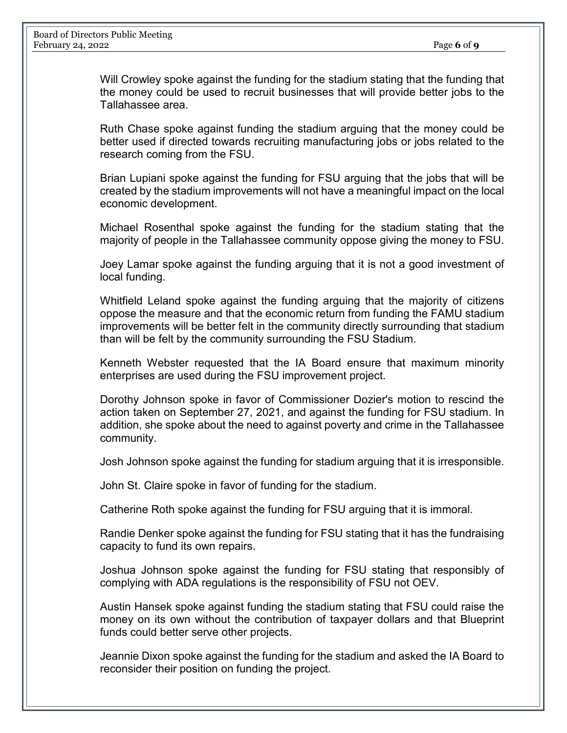Will Crowley spoke against the funding for the stadium stating that the funding that the money could be used to recruit businesses that will provide better jobs to the Tallahassee area.

Ruth Chase spoke against funding the stadium arguing that the money could be better used if directed towards recruiting manufacturing jobs or jobs related to the research coming from the FSU.

Brian Lupiani spoke against the funding for FSU arguing that the jobs that will be created by the stadium improvements will not have a meaningful impact on the local economic development.

Michael Rosenthal spoke against the funding for the stadium stating that the majority of people in the Tallahassee community oppose giving the money to FSU.

Joey Lamar spoke against the funding arguing that it is not a good investment of local funding.

Whitfield Leland spoke against the funding arguing that the majority of citizens oppose the measure and that the economic return from funding the FAMU stadium improvements will be better felt in the community directly surrounding that stadium than will be felt by the community surrounding the FSU Stadium.

Kenneth Webster requested that the IA Board ensure that maximum minority enterprises are used during the FSU improvement project.

Dorothy Johnson spoke in favor of Commissioner Dozier's motion to rescind the action taken on September 27, 2021, and against the funding for FSU stadium. In addition, she spoke about the need to against poverty and crime in the Tallahassee community.

Josh Johnson spoke against the funding for stadium arguing that it is irresponsible.

John St. Claire spoke in favor of funding for the stadium.

Catherine Roth spoke against the funding for FSU arguing that it is immoral.

Randie Denker spoke against the funding for FSU stating that it has the fundraising capacity to fund its own repairs.

Joshua Johnson spoke against the funding for FSU stating that responsibly of complying with ADA regulations is the responsibility of FSU not OEV.

Austin Hansek spoke against funding the stadium stating that FSU could raise the money on its own without the contribution of taxpayer dollars and that Blueprint funds could better serve other projects.

Jeannie Dixon spoke against the funding for the stadium and asked the IA Board to reconsider their position on funding the project.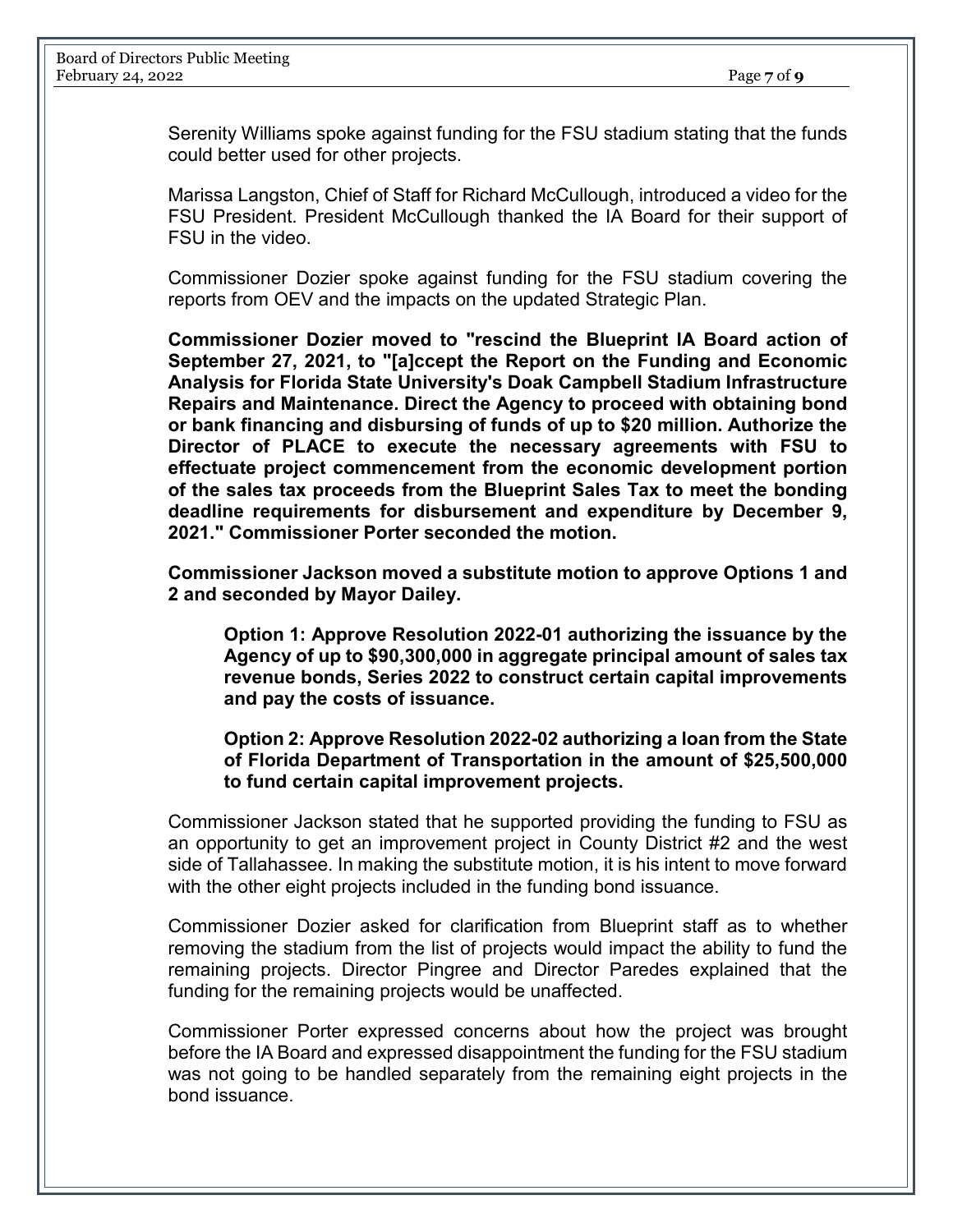Serenity Williams spoke against funding for the FSU stadium stating that the funds could better used for other projects.

Marissa Langston, Chief of Staff for Richard McCullough, introduced a video for the FSU President. President McCullough thanked the IA Board for their support of FSU in the video.

Commissioner Dozier spoke against funding for the FSU stadium covering the reports from OEV and the impacts on the updated Strategic Plan.

**Commissioner Dozier moved to "rescind the Blueprint IA Board action of September 27, 2021, to "[a]ccept the Report on the Funding and Economic Analysis for Florida State University's Doak Campbell Stadium Infrastructure Repairs and Maintenance. Direct the Agency to proceed with obtaining bond or bank financing and disbursing of funds of up to $20 million. Authorize the Director of PLACE to execute the necessary agreements with FSU to effectuate project commencement from the economic development portion of the sales tax proceeds from the Blueprint Sales Tax to meet the bonding deadline requirements for disbursement and expenditure by December 9, 2021." Commissioner Porter seconded the motion.**

**Commissioner Jackson moved a substitute motion to approve Options 1 and 2 and seconded by Mayor Dailey.**

> **Option 1: Approve Resolution 2022-01 authorizing the issuance by the Agency of up to $90,300,000 in aggregate principal amount of sales tax revenue bonds, Series 2022 to construct certain capital improvements and pay the costs of issuance.**
>
> **Option 2: Approve Resolution 2022-02 authorizing a loan from the State of Florida Department of Transportation in the amount of $25,500,000 to fund certain capital improvement projects.**

Commissioner Jackson stated that he supported providing the funding to FSU as an opportunity to get an improvement project in County District #2 and the west side of Tallahassee. In making the substitute motion, it is his intent to move forward with the other eight projects included in the funding bond issuance.

Commissioner Dozier asked for clarification from Blueprint staff as to whether removing the stadium from the list of projects would impact the ability to fund the remaining projects. Director Pingree and Director Paredes explained that the funding for the remaining projects would be unaffected.

Commissioner Porter expressed concerns about how the project was brought before the IA Board and expressed disappointment the funding for the FSU stadium was not going to be handled separately from the remaining eight projects in the bond issuance.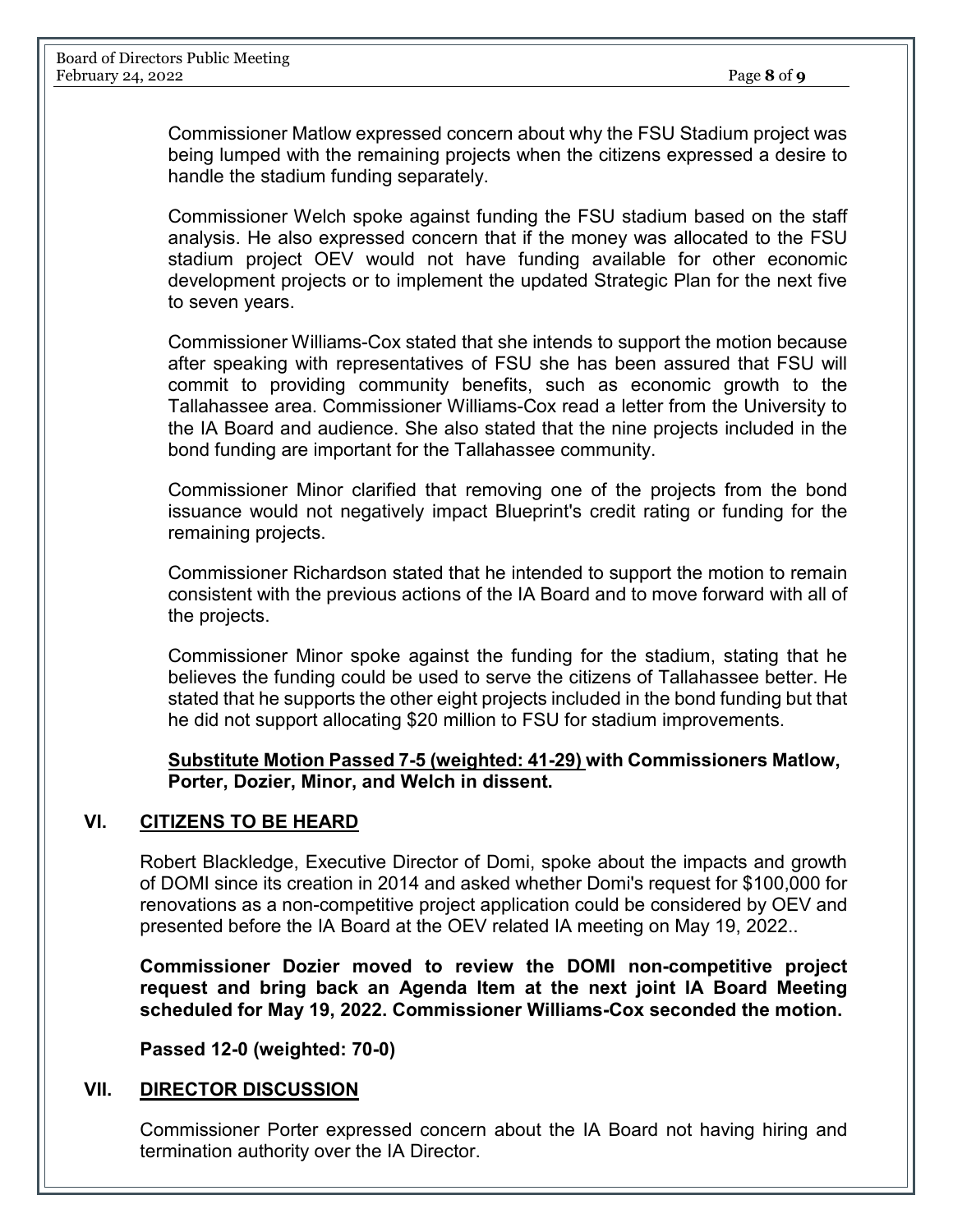Commissioner Matlow expressed concern about why the FSU Stadium project was being lumped with the remaining projects when the citizens expressed a desire to handle the stadium funding separately.

Commissioner Welch spoke against funding the FSU stadium based on the staff analysis. He also expressed concern that if the money was allocated to the FSU stadium project OEV would not have funding available for other economic development projects or to implement the updated Strategic Plan for the next five to seven years.

Commissioner Williams-Cox stated that she intends to support the motion because after speaking with representatives of FSU she has been assured that FSU will commit to providing community benefits, such as economic growth to the Tallahassee area. Commissioner Williams-Cox read a letter from the University to the IA Board and audience. She also stated that the nine projects included in the bond funding are important for the Tallahassee community.

Commissioner Minor clarified that removing one of the projects from the bond issuance would not negatively impact Blueprint's credit rating or funding for the remaining projects.

Commissioner Richardson stated that he intended to support the motion to remain consistent with the previous actions of the IA Board and to move forward with all of the projects.

Commissioner Minor spoke against the funding for the stadium, stating that he believes the funding could be used to serve the citizens of Tallahassee better. He stated that he supports the other eight projects included in the bond funding but that he did not support allocating $20 million to FSU for stadium improvements.

**Substitute Motion Passed 7-5 (weighted: 41-29) with Commissioners Matlow, Porter, Dozier, Minor, and Welch in dissent.**

## VI. CITIZENS TO BE HEARD

Robert Blackledge, Executive Director of Domi, spoke about the impacts and growth of DOMI since its creation in 2014 and asked whether Domi's request for $100,000 for renovations as a non-competitive project application could be considered by OEV and presented before the IA Board at the OEV related IA meeting on May 19, 2022..

**Commissioner Dozier moved to review the DOMI non-competitive project request and bring back an Agenda Item at the next joint IA Board Meeting scheduled for May 19, 2022. Commissioner Williams-Cox seconded the motion.**

**Passed 12-0 (weighted: 70-0)**

## VII. DIRECTOR DISCUSSION

Commissioner Porter expressed concern about the IA Board not having hiring and termination authority over the IA Director.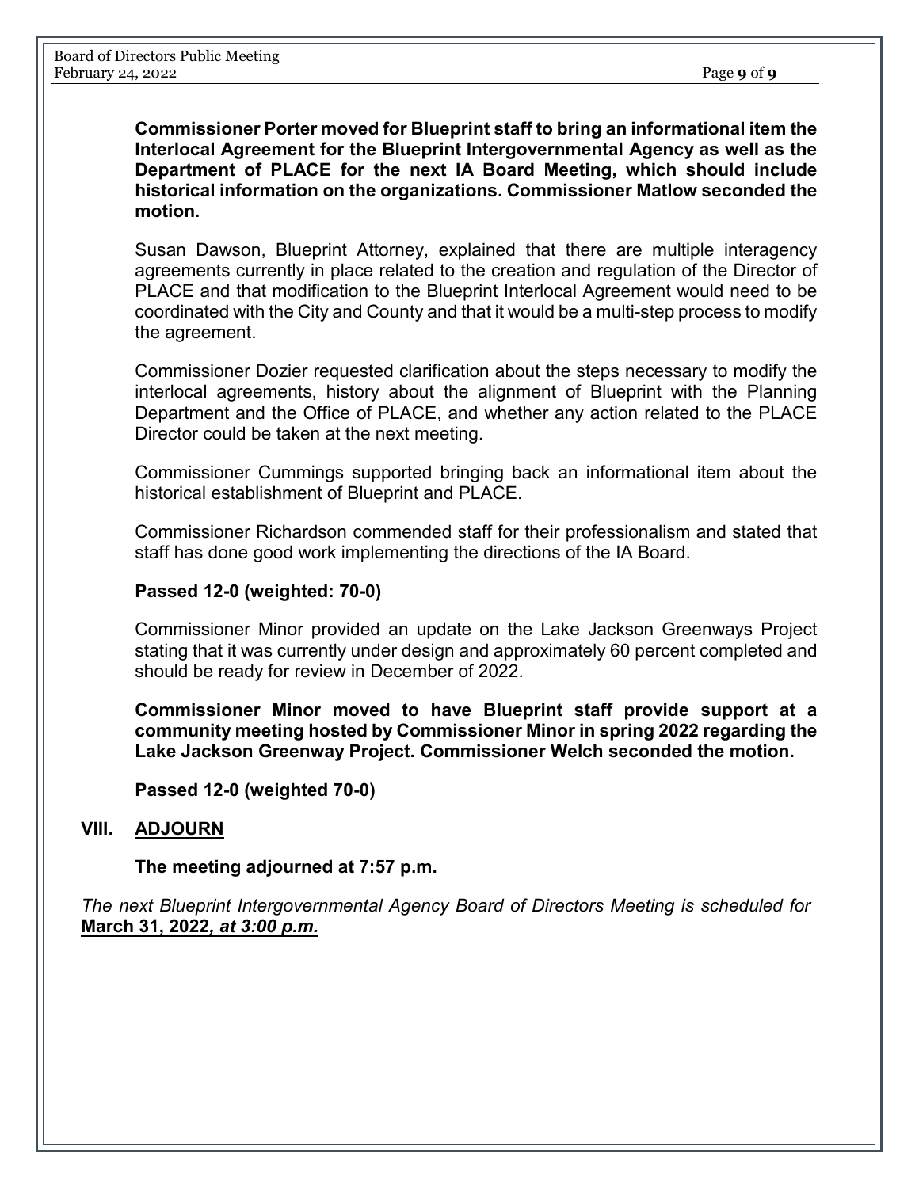**Commissioner Porter moved for Blueprint staff to bring an informational item the Interlocal Agreement for the Blueprint Intergovernmental Agency as well as the Department of PLACE for the next IA Board Meeting, which should include historical information on the organizations. Commissioner Matlow seconded the motion.**

Susan Dawson, Blueprint Attorney, explained that there are multiple interagency agreements currently in place related to the creation and regulation of the Director of PLACE and that modification to the Blueprint Interlocal Agreement would need to be coordinated with the City and County and that it would be a multi-step process to modify the agreement.

Commissioner Dozier requested clarification about the steps necessary to modify the interlocal agreements, history about the alignment of Blueprint with the Planning Department and the Office of PLACE, and whether any action related to the PLACE Director could be taken at the next meeting.

Commissioner Cummings supported bringing back an informational item about the historical establishment of Blueprint and PLACE.

Commissioner Richardson commended staff for their professionalism and stated that staff has done good work implementing the directions of the IA Board.

**Passed 12-0 (weighted: 70-0)**

Commissioner Minor provided an update on the Lake Jackson Greenways Project stating that it was currently under design and approximately 60 percent completed and should be ready for review in December of 2022.

**Commissioner Minor moved to have Blueprint staff provide support at a community meeting hosted by Commissioner Minor in spring 2022 regarding the Lake Jackson Greenway Project. Commissioner Welch seconded the motion.**

**Passed 12-0 (weighted 70-0)**

## VIII. ADJOURN

**The meeting adjourned at 7:57 p.m.**

*The next Blueprint Intergovernmental Agency Board of Directors Meeting is scheduled for* **March 31, 2022*, at 3:00 p.m.***